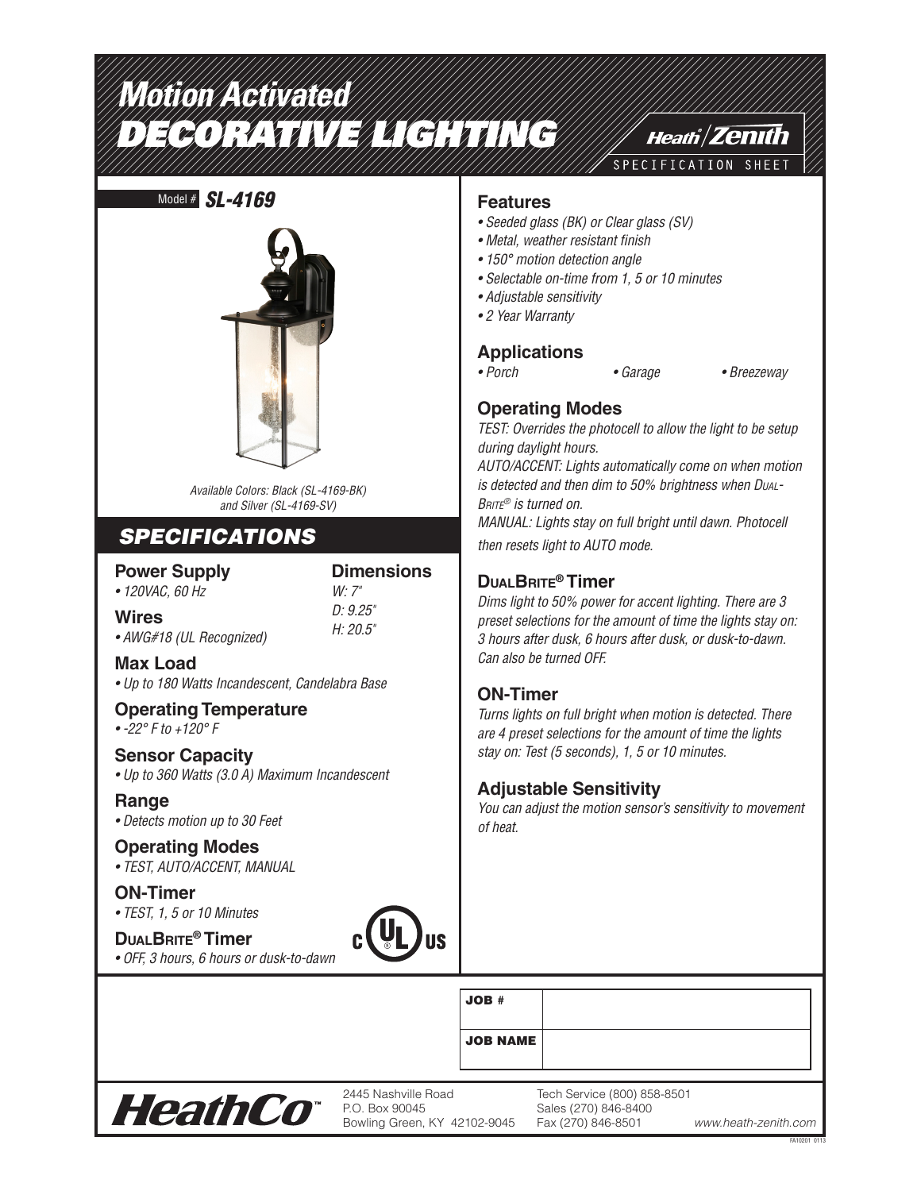# Motion Activated
# DECORATIVE LIGHTING

Heath/Zenith
SPECIFICATION SHEET

Model # **SL-4169**

*Available Colors: Black (SL-4169-BK) and Silver (SL-4169-SV)*

## SPECIFICATIONS

### Power Supply
- *120VAC, 60 Hz*

### Dimensions
*W: 7"*
*D: 9.25"*
*H: 20.5"*

### Wires
- *AWG#18 (UL Recognized)*

### Max Load
- *Up to 180 Watts Incandescent, Candelabra Base*

### Operating Temperature
- *-22° F to +120° F*

### Sensor Capacity
- *Up to 360 Watts (3.0 A) Maximum Incandescent*

### Range
- *Detects motion up to 30 Feet*

### Operating Modes
- *TEST, AUTO/ACCENT, MANUAL*

### ON-Timer
- *TEST, 1, 5 or 10 Minutes*

### DualBrite® Timer
- *OFF, 3 hours, 6 hours or dusk-to-dawn*

c UL us

### Features
- *Seeded glass (BK) or Clear glass (SV)*
- *Metal, weather resistant finish*
- *150° motion detection angle*
- *Selectable on-time from 1, 5 or 10 minutes*
- *Adjustable sensitivity*
- *2 Year Warranty*

### Applications
- *Porch*
- *Garage*
- *Breezeway*

### Operating Modes
*TEST: Overrides the photocell to allow the light to be setup during daylight hours.*
*AUTO/ACCENT: Lights automatically come on when motion is detected and then dim to 50% brightness when DualBrite® is turned on.*
*MANUAL: Lights stay on full bright until dawn. Photocell then resets light to AUTO mode.*

### DualBrite® Timer
*Dims light to 50% power for accent lighting. There are 3 preset selections for the amount of time the lights stay on: 3 hours after dusk, 6 hours after dusk, or dusk-to-dawn. Can also be turned OFF.*

### ON-Timer
*Turns lights on full bright when motion is detected. There are 4 preset selections for the amount of time the lights stay on: Test (5 seconds), 1, 5 or 10 minutes.*

### Adjustable Sensitivity
*You can adjust the motion sensor's sensitivity to movement of heat.*

| JOB # | |
|---|---|
| JOB NAME | |

HeathCo™

2445 Nashville Road
P.O. Box 90045
Bowling Green, KY 42102-9045

Tech Service (800) 858-8501
Sales (270) 846-8400
Fax (270) 846-8501

*www.heath-zenith.com*

FA10201 0113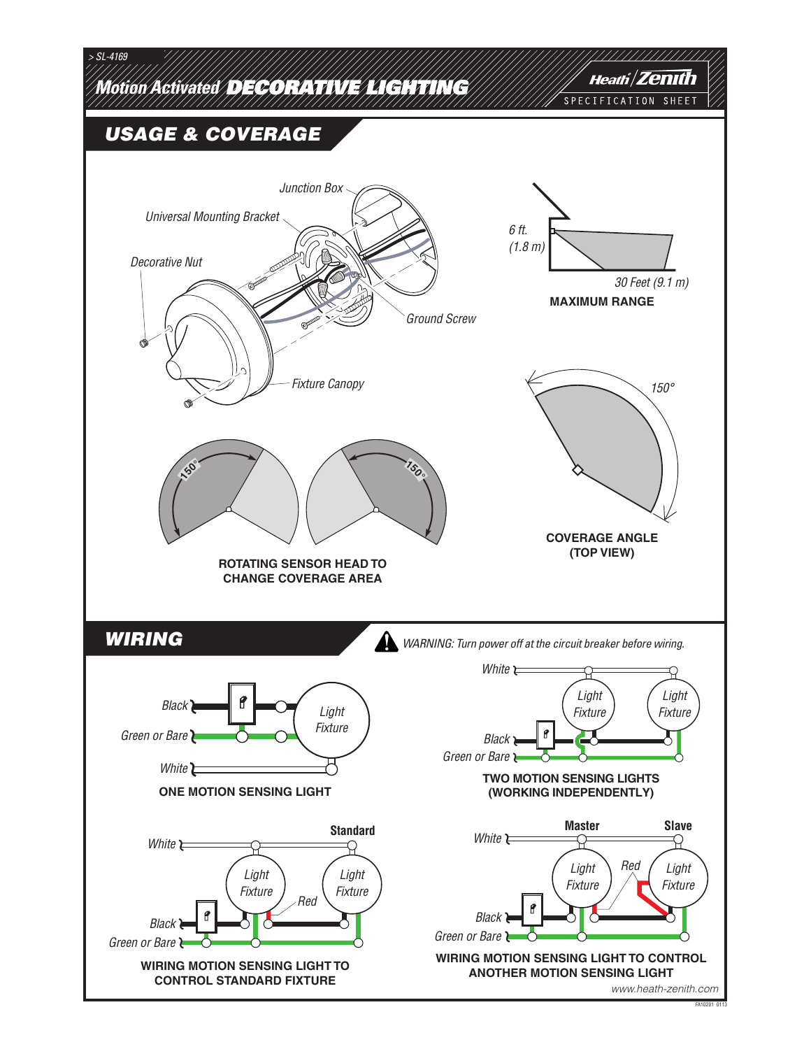> SL-4169

# *Motion Activated* DECORATIVE LIGHTING

Heath/Zenith SPECIFICATION SHEET

## USAGE & COVERAGE

Junction Box

Universal Mounting Bracket

Decorative Nut

Ground Screw

Fixture Canopy

6 ft. (1.8 m)

30 Feet (9.1 m)

**MAXIMUM RANGE**

150°

**COVERAGE ANGLE (TOP VIEW)**

150°

150°

**ROTATING SENSOR HEAD TO CHANGE COVERAGE AREA**

## WIRING

*WARNING: Turn power off at the circuit breaker before wiring.*

Black

Green or Bare

White

Light Fixture

**ONE MOTION SENSING LIGHT**

White

Light Fixture

Light Fixture

Black

Green or Bare

**TWO MOTION SENSING LIGHTS (WORKING INDEPENDENTLY)**

Standard

White

Light Fixture

Light Fixture

Red

Black

Green or Bare

**WIRING MOTION SENSING LIGHT TO CONTROL STANDARD FIXTURE**

Master

Slave

White

Light Fixture

Red

Light Fixture

Black

Green or Bare

**WIRING MOTION SENSING LIGHT TO CONTROL ANOTHER MOTION SENSING LIGHT**

www.heath-zenith.com

FA10201 0113